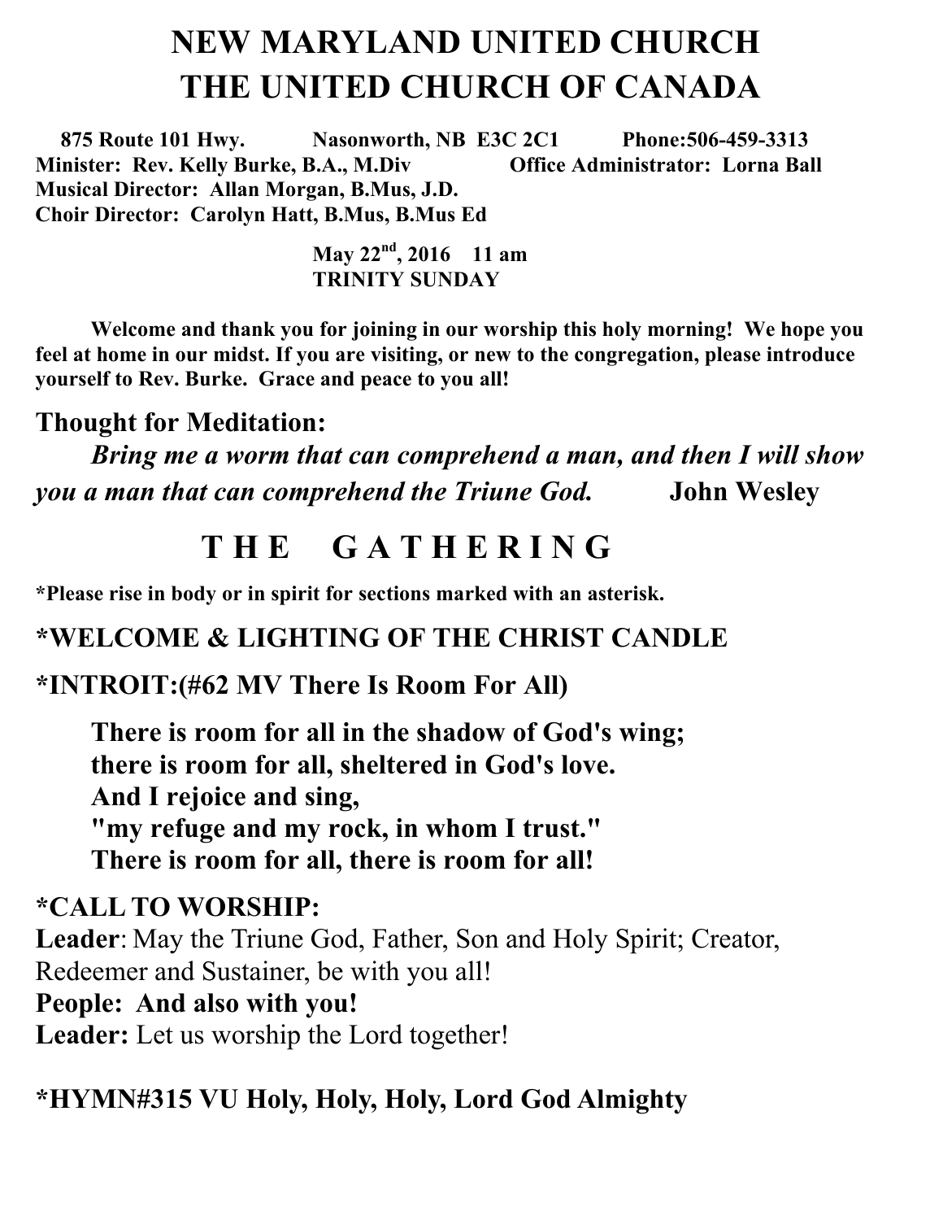# NEW MARYLAND UNITED CHURCH
# THE UNITED CHURCH OF CANADA

**875 Route 101 Hwy. Nasonworth, NB E3C 2C1 Phone:506-459-3313**
**Minister: Rev. Kelly Burke, B.A., M.Div Office Administrator: Lorna Ball**
**Musical Director: Allan Morgan, B.Mus, J.D.**
**Choir Director: Carolyn Hatt, B.Mus, B.Mus Ed**

**May 22nd, 2016 11 am**
**TRINITY SUNDAY**

**Welcome and thank you for joining in our worship this holy morning! We hope you feel at home in our midst. If you are visiting, or new to the congregation, please introduce yourself to Rev. Burke. Grace and peace to you all!**

## Thought for Meditation:

***Bring me a worm that can comprehend a man, and then I will show you a man that can comprehend the Triune God.*** **John Wesley**

## T H E G A T H E R I N G

**\*Please rise in body or in spirit for sections marked with an asterisk.**

### *WELCOME & LIGHTING OF THE CHRIST CANDLE

### *INTROIT:(#62 MV There Is Room For All)

**There is room for all in the shadow of God's wing;**
**there is room for all, sheltered in God's love.**
**And I rejoice and sing,**
**"my refuge and my rock, in whom I trust."**
**There is room for all, there is room for all!**

### *CALL TO WORSHIP:

**Leader**: May the Triune God, Father, Son and Holy Spirit; Creator, Redeemer and Sustainer, be with you all!
**People: And also with you!**
**Leader:** Let us worship the Lord together!

### *HYMN#315 VU Holy, Holy, Holy, Lord God Almighty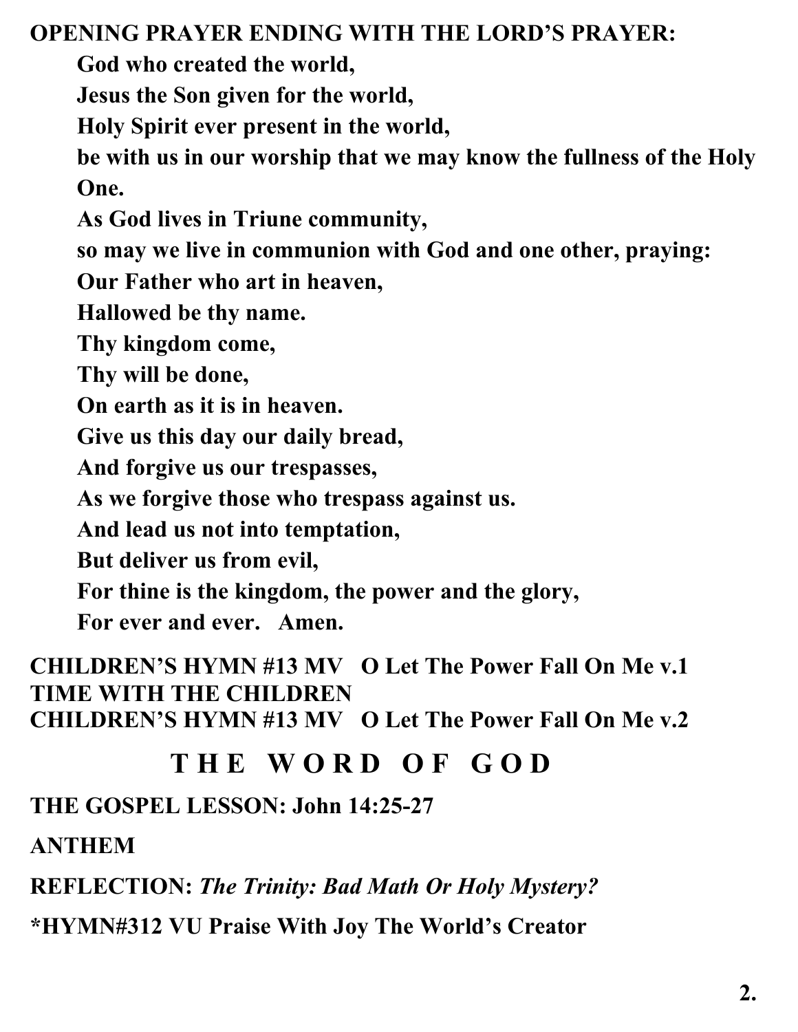**OPENING PRAYER ENDING WITH THE LORD'S PRAYER:**

**God who created the world,**
**Jesus the Son given for the world,**
**Holy Spirit ever present in the world,**
**be with us in our worship that we may know the fullness of the Holy One.**
**As God lives in Triune community,**
**so may we live in communion with God and one other, praying:**
**Our Father who art in heaven,**
**Hallowed be thy name.**
**Thy kingdom come,**
**Thy will be done,**
**On earth as it is in heaven.**
**Give us this day our daily bread,**
**And forgive us our trespasses,**
**As we forgive those who trespass against us.**
**And lead us not into temptation,**
**But deliver us from evil,**
**For thine is the kingdom, the power and the glory,**
**For ever and ever. Amen.**

**CHILDREN'S HYMN #13 MV O Let The Power Fall On Me v.1**
**TIME WITH THE CHILDREN**
**CHILDREN'S HYMN #13 MV O Let The Power Fall On Me v.2**

## THE WORD OF GOD

**THE GOSPEL LESSON: John 14:25-27**

**ANTHEM**

**REFLECTION:** ***The Trinity: Bad Math Or Holy Mystery?***

**\*HYMN#312 VU Praise With Joy The World's Creator**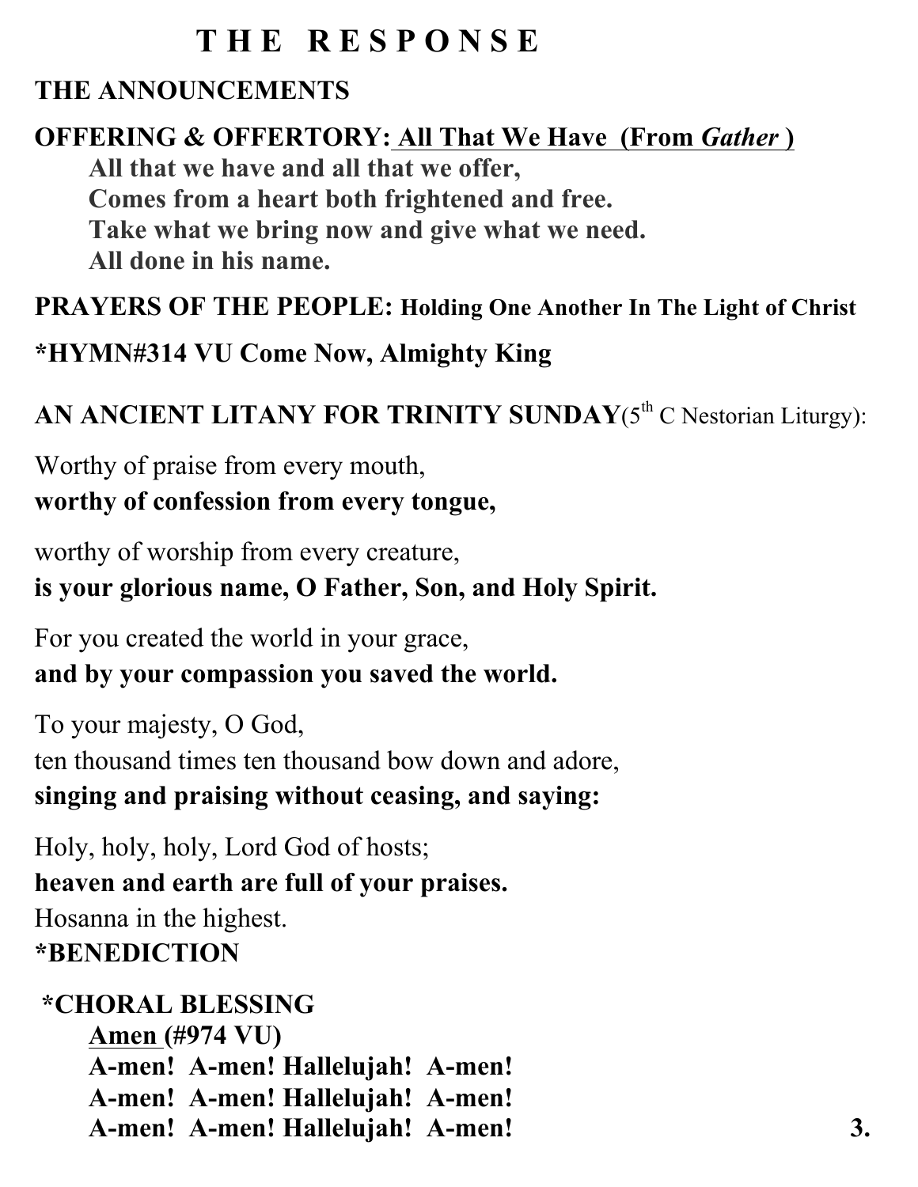# T H E   R E S P O N S E

**THE ANNOUNCEMENTS**

**OFFERING & OFFERTORY: <u>All That We Have (From *Gather* )</u>**

> **All that we have and all that we offer,**
> **Comes from a heart both frightened and free.**
> **Take what we bring now and give what we need.**
> **All done in his name.**

**PRAYERS OF THE PEOPLE: Holding One Another In The Light of Christ**

**\*HYMN#314 VU Come Now, Almighty King**

**AN ANCIENT LITANY FOR TRINITY SUNDAY**(5th C Nestorian Liturgy):

Worthy of praise from every mouth,
**worthy of confession from every tongue,**

worthy of worship from every creature,
**is your glorious name, O Father, Son, and Holy Spirit.**

For you created the world in your grace,
**and by your compassion you saved the world.**

To your majesty, O God,
ten thousand times ten thousand bow down and adore,
**singing and praising without ceasing, and saying:**

Holy, holy, holy, Lord God of hosts;
**heaven and earth are full of your praises.**
Hosanna in the highest.

**\*BENEDICTION**

**\*CHORAL BLESSING**

> **<u>Amen</u> (#974 VU)**
> **A-men! A-men! Hallelujah! A-men!**
> **A-men! A-men! Hallelujah! A-men!**
> **A-men! A-men! Hallelujah! A-men!**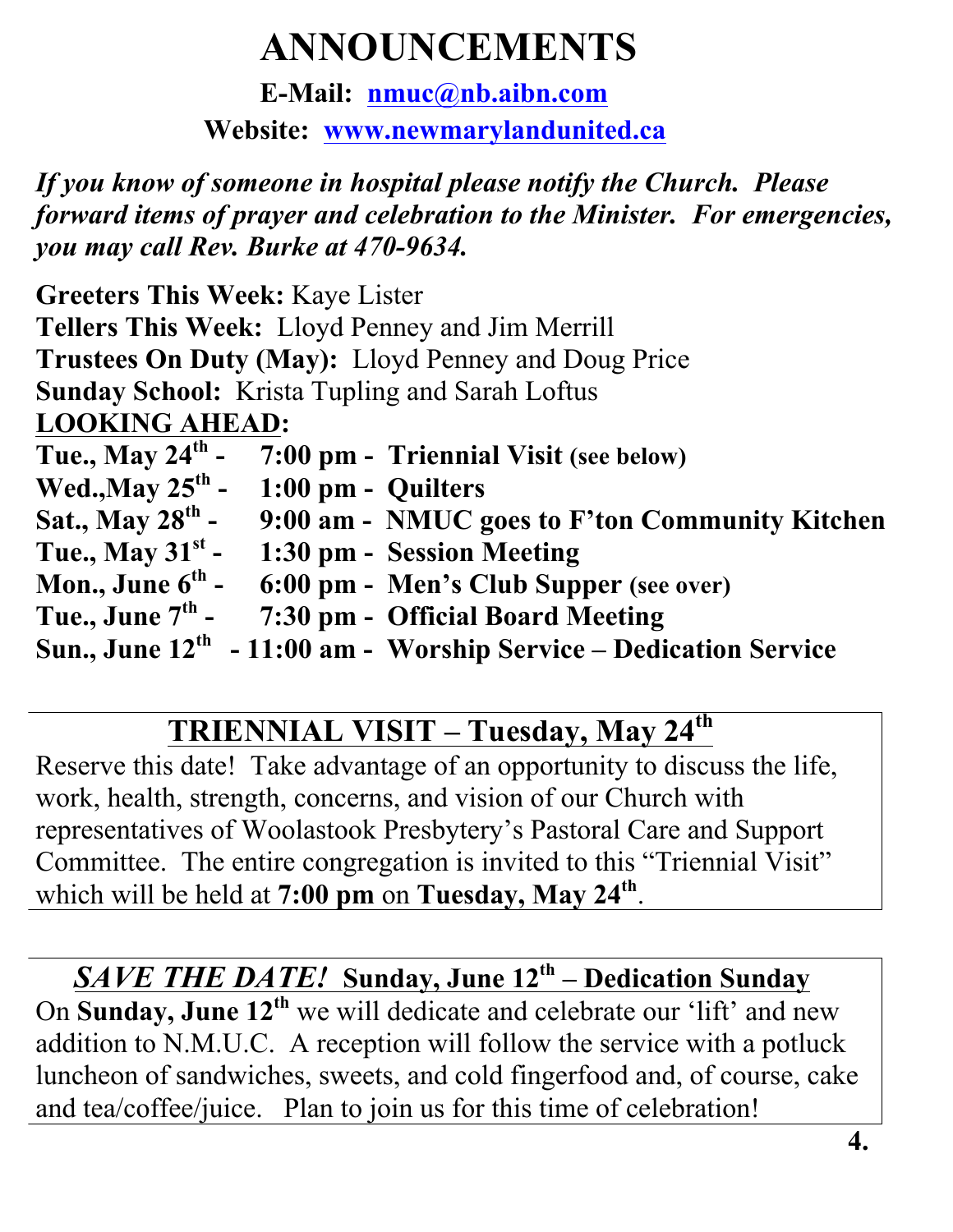# ANNOUNCEMENTS

**E-Mail: nmuc@nb.aibn.com**

**Website: www.newmarylandunited.ca**

***If you know of someone in hospital please notify the Church. Please forward items of prayer and celebration to the Minister. For emergencies, you may call Rev. Burke at 470-9634.***

**Greeters This Week:** Kaye Lister
**Tellers This Week:** Lloyd Penney and Jim Merrill
**Trustees On Duty (May):** Lloyd Penney and Doug Price
**Sunday School:** Krista Tupling and Sarah Loftus

**LOOKING AHEAD:**

**Tue., May 24th - 7:00 pm - Triennial Visit (see below)**
**Wed.,May 25th - 1:00 pm - Quilters**
**Sat., May 28th - 9:00 am - NMUC goes to F'ton Community Kitchen**
**Tue., May 31st - 1:30 pm - Session Meeting**
**Mon., June 6th - 6:00 pm - Men's Club Supper (see over)**
**Tue., June 7th - 7:30 pm - Official Board Meeting**
**Sun., June 12th - 11:00 am - Worship Service – Dedication Service**

## TRIENNIAL VISIT – Tuesday, May 24th

Reserve this date! Take advantage of an opportunity to discuss the life, work, health, strength, concerns, and vision of our Church with representatives of Woolastook Presbytery's Pastoral Care and Support Committee. The entire congregation is invited to this "Triennial Visit" which will be held at **7:00 pm** on **Tuesday, May 24th**.

## *SAVE THE DATE!* Sunday, June 12th – Dedication Sunday

On **Sunday, June 12th** we will dedicate and celebrate our 'lift' and new addition to N.M.U.C. A reception will follow the service with a potluck luncheon of sandwiches, sweets, and cold fingerfood and, of course, cake and tea/coffee/juice. Plan to join us for this time of celebration!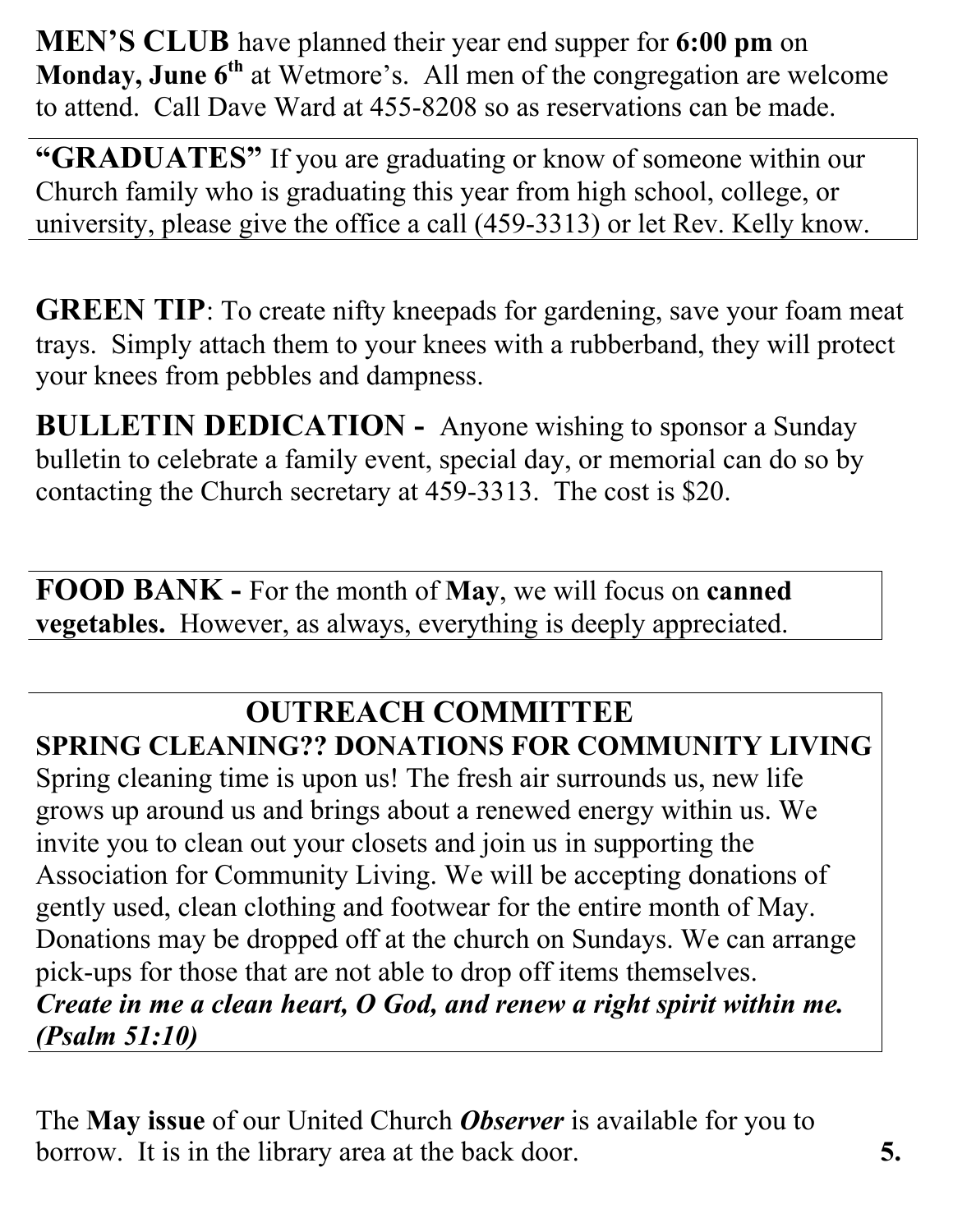**MEN'S CLUB** have planned their year end supper for **6:00 pm** on **Monday, June 6th** at Wetmore's. All men of the congregation are welcome to attend. Call Dave Ward at 455-8208 so as reservations can be made.

**"GRADUATES"** If you are graduating or know of someone within our Church family who is graduating this year from high school, college, or university, please give the office a call (459-3313) or let Rev. Kelly know.

**GREEN TIP**: To create nifty kneepads for gardening, save your foam meat trays. Simply attach them to your knees with a rubberband, they will protect your knees from pebbles and dampness.

**BULLETIN DEDICATION -** Anyone wishing to sponsor a Sunday bulletin to celebrate a family event, special day, or memorial can do so by contacting the Church secretary at 459-3313. The cost is $20.

**FOOD BANK -** For the month of **May**, we will focus on **canned vegetables.** However, as always, everything is deeply appreciated.

## OUTREACH COMMITTEE

**SPRING CLEANING?? DONATIONS FOR COMMUNITY LIVING**

Spring cleaning time is upon us! The fresh air surrounds us, new life grows up around us and brings about a renewed energy within us. We invite you to clean out your closets and join us in supporting the Association for Community Living. We will be accepting donations of gently used, clean clothing and footwear for the entire month of May. Donations may be dropped off at the church on Sundays. We can arrange pick-ups for those that are not able to drop off items themselves.

***Create in me a clean heart, O God, and renew a right spirit within me. (Psalm 51:10)***

The **May issue** of our United Church ***Observer*** is available for you to borrow. It is in the library area at the back door.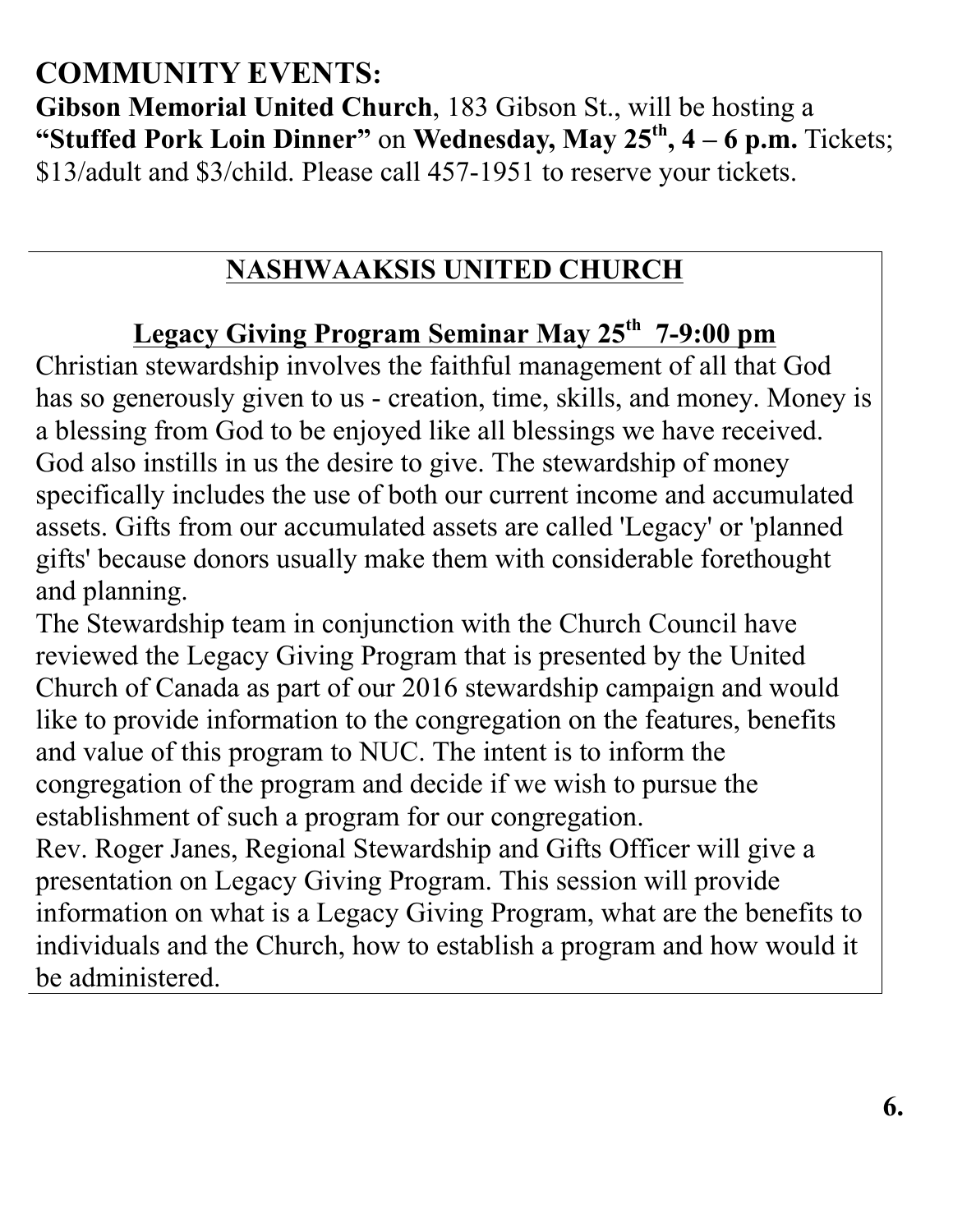## COMMUNITY EVENTS:

**Gibson Memorial United Church**, 183 Gibson St., will be hosting a **"Stuffed Pork Loin Dinner"** on **Wednesday, May 25th, 4 – 6 p.m.** Tickets; $13/adult and $3/child. Please call 457-1951 to reserve your tickets.

## NASHWAAKSIS UNITED CHURCH

### Legacy Giving Program Seminar May 25th 7-9:00 pm

Christian stewardship involves the faithful management of all that God has so generously given to us - creation, time, skills, and money. Money is a blessing from God to be enjoyed like all blessings we have received. God also instills in us the desire to give. The stewardship of money specifically includes the use of both our current income and accumulated assets. Gifts from our accumulated assets are called 'Legacy' or 'planned gifts' because donors usually make them with considerable forethought and planning.

The Stewardship team in conjunction with the Church Council have reviewed the Legacy Giving Program that is presented by the United Church of Canada as part of our 2016 stewardship campaign and would like to provide information to the congregation on the features, benefits and value of this program to NUC. The intent is to inform the congregation of the program and decide if we wish to pursue the establishment of such a program for our congregation.

Rev. Roger Janes, Regional Stewardship and Gifts Officer will give a presentation on Legacy Giving Program. This session will provide information on what is a Legacy Giving Program, what are the benefits to individuals and the Church, how to establish a program and how would it be administered.